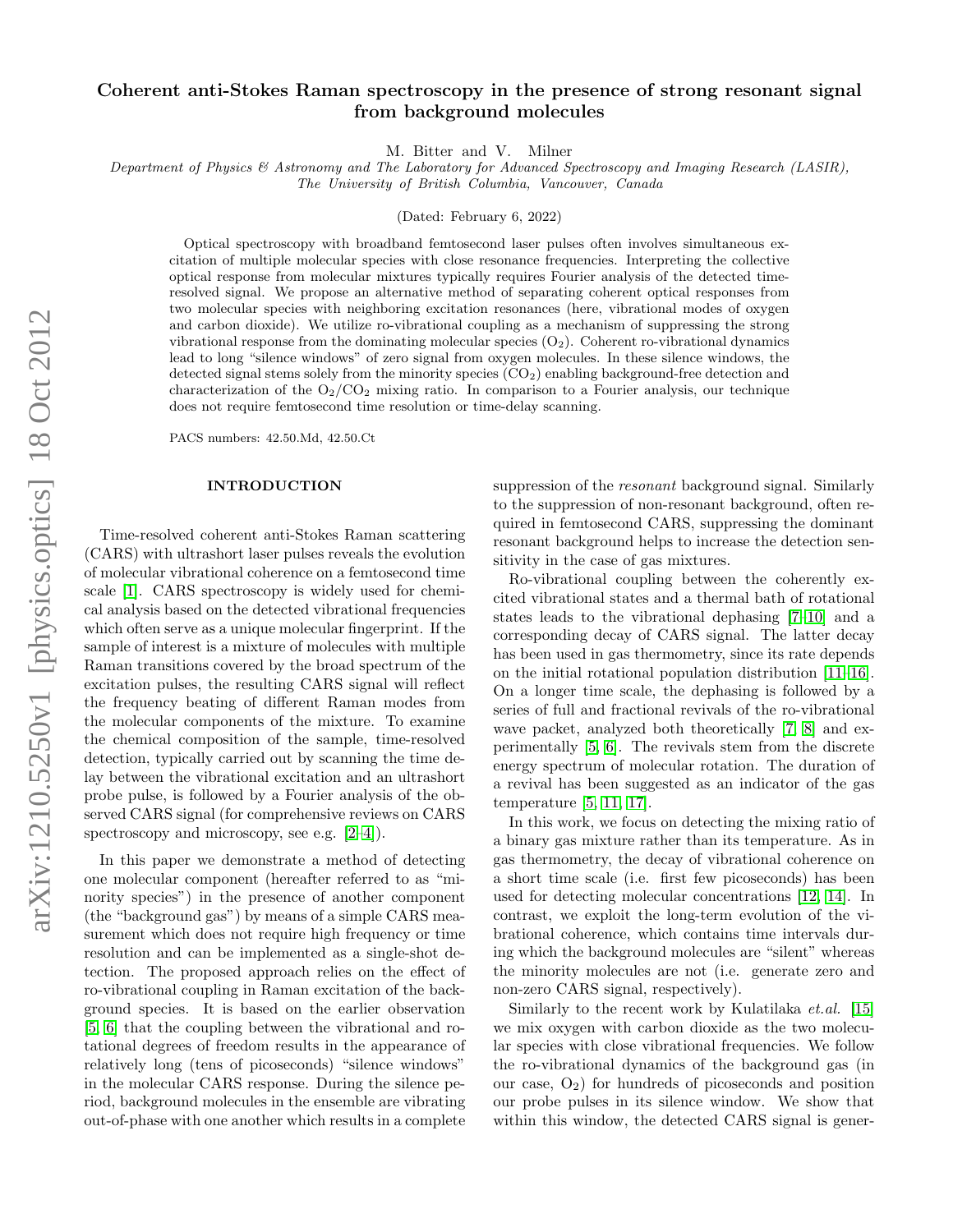# Coherent anti-Stokes Raman spectroscopy in the presence of strong resonant signal from background molecules

M. Bitter and V. Milner

*Department of Physics & Astronomy and The Laboratory for Advanced Spectroscopy and Imaging Research (LASIR), The University of British Columbia, Vancouver, Canada*

(Dated: February 6, 2022)

Optical spectroscopy with broadband femtosecond laser pulses often involves simultaneous excitation of multiple molecular species with close resonance frequencies. Interpreting the collective optical response from molecular mixtures typically requires Fourier analysis of the detected time-resolved signal. We propose an alternative method of separating coherent optical responses from two molecular species with neighboring excitation resonances (here, vibrational modes of oxygen and carbon dioxide). We utilize ro-vibrational coupling as a mechanism of suppressing the strong vibrational response from the dominating molecular species ($O_2$). Coherent ro-vibrational dynamics lead to long "silence windows" of zero signal from oxygen molecules. In these silence windows, the detected signal stems solely from the minority species ($CO_2$) enabling background-free detection and characterization of the $O_2$/$CO_2$ mixing ratio. In comparison to a Fourier analysis, our technique does not require femtosecond time resolution or time-delay scanning.

PACS numbers: 42.50.Md, 42.50.Ct

## INTRODUCTION

Time-resolved coherent anti-Stokes Raman scattering (CARS) with ultrashort laser pulses reveals the evolution of molecular vibrational coherence on a femtosecond time scale [1]. CARS spectroscopy is widely used for chemical analysis based on the detected vibrational frequencies which often serve as a unique molecular fingerprint. If the sample of interest is a mixture of molecules with multiple Raman transitions covered by the broad spectrum of the excitation pulses, the resulting CARS signal will reflect the frequency beating of different Raman modes from the molecular components of the mixture. To examine the chemical composition of the sample, time-resolved detection, typically carried out by scanning the time delay between the vibrational excitation and an ultrashort probe pulse, is followed by a Fourier analysis of the observed CARS signal (for comprehensive reviews on CARS spectroscopy and microscopy, see e.g. [2–4]).

In this paper we demonstrate a method of detecting one molecular component (hereafter referred to as "minority species") in the presence of another component (the "background gas") by means of a simple CARS measurement which does not require high frequency or time resolution and can be implemented as a single-shot detection. The proposed approach relies on the effect of ro-vibrational coupling in Raman excitation of the background species. It is based on the earlier observation [5, 6] that the coupling between the vibrational and rotational degrees of freedom results in the appearance of relatively long (tens of picoseconds) "silence windows" in the molecular CARS response. During the silence period, background molecules in the ensemble are vibrating out-of-phase with one another which results in a complete suppression of the *resonant* background signal. Similarly to the suppression of non-resonant background, often required in femtosecond CARS, suppressing the dominant resonant background helps to increase the detection sensitivity in the case of gas mixtures.

Ro-vibrational coupling between the coherently excited vibrational states and a thermal bath of rotational states leads to the vibrational dephasing [7–10] and a corresponding decay of CARS signal. The latter decay has been used in gas thermometry, since its rate depends on the initial rotational population distribution [11–16]. On a longer time scale, the dephasing is followed by a series of full and fractional revivals of the ro-vibrational wave packet, analyzed both theoretically [7, 8] and experimentally [5, 6]. The revivals stem from the discrete energy spectrum of molecular rotation. The duration of a revival has been suggested as an indicator of the gas temperature [5, 11, 17].

In this work, we focus on detecting the mixing ratio of a binary gas mixture rather than its temperature. As in gas thermometry, the decay of vibrational coherence on a short time scale (i.e. first few picoseconds) has been used for detecting molecular concentrations [12, 14]. In contrast, we exploit the long-term evolution of the vibrational coherence, which contains time intervals during which the background molecules are "silent" whereas the minority molecules are not (i.e. generate zero and non-zero CARS signal, respectively).

Similarly to the recent work by Kulatilaka *et.al.* [15] we mix oxygen with carbon dioxide as the two molecular species with close vibrational frequencies. We follow the ro-vibrational dynamics of the background gas (in our case, $O_2$) for hundreds of picoseconds and position our probe pulses in its silence window. We show that within this window, the detected CARS signal is gener-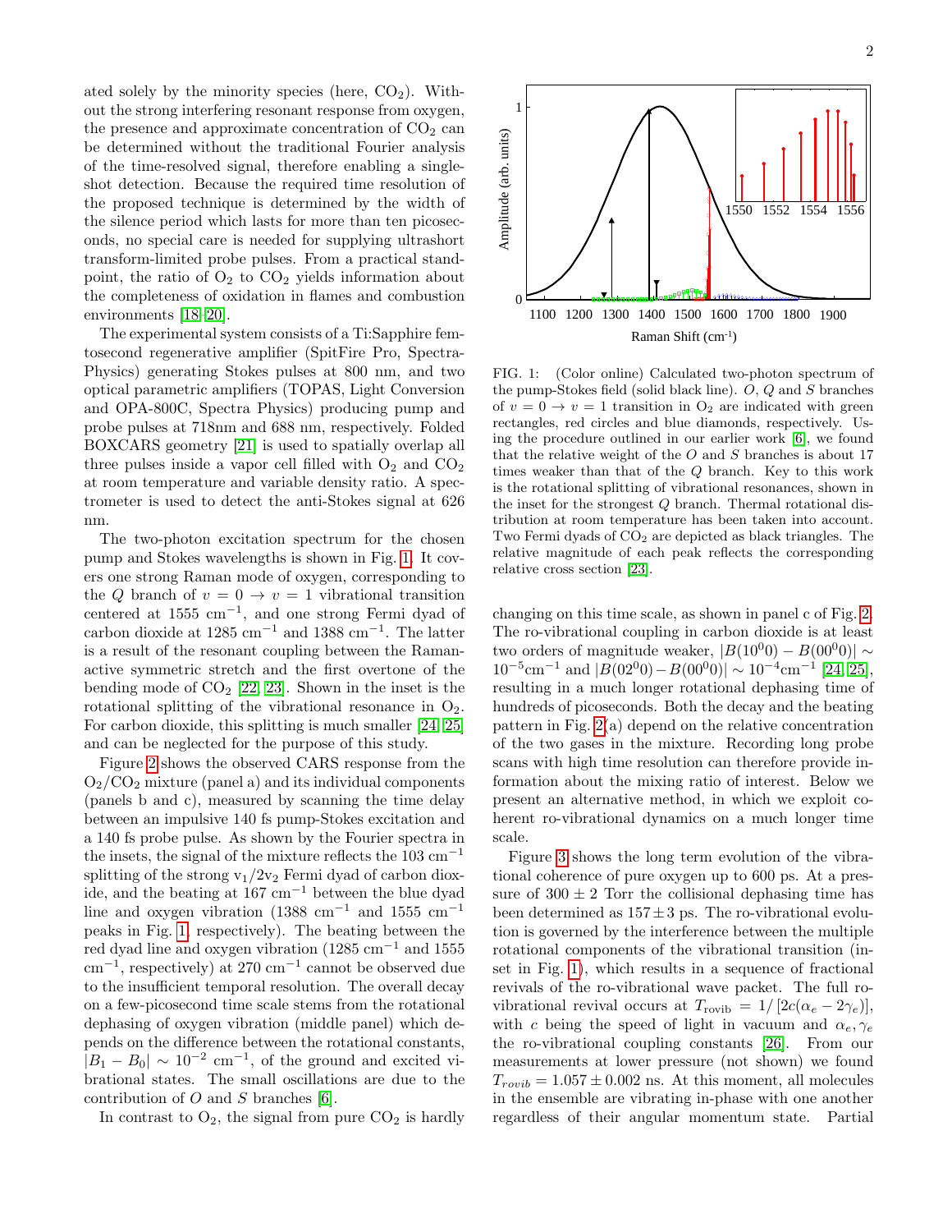ated solely by the minority species (here, $CO_2$). Without the strong interfering resonant response from oxygen, the presence and approximate concentration of $CO_2$ can be determined without the traditional Fourier analysis of the time-resolved signal, therefore enabling a single-shot detection. Because the required time resolution of the proposed technique is determined by the width of the silence period which lasts for more than ten picoseconds, no special care is needed for supplying ultrashort transform-limited probe pulses. From a practical standpoint, the ratio of $O_2$ to $CO_2$ yields information about the completeness of oxidation in flames and combustion environments [18–20].

The experimental system consists of a Ti:Sapphire femtosecond regenerative amplifier (SpitFire Pro, Spectra-Physics) generating Stokes pulses at 800 nm, and two optical parametric amplifiers (TOPAS, Light Conversion and OPA-800C, Spectra Physics) producing pump and probe pulses at 718nm and 688 nm, respectively. Folded BOXCARS geometry [21] is used to spatially overlap all three pulses inside a vapor cell filled with $O_2$ and $CO_2$ at room temperature and variable density ratio. A spectrometer is used to detect the anti-Stokes signal at 626 nm.

The two-photon excitation spectrum for the chosen pump and Stokes wavelengths is shown in Fig. 1. It covers one strong Raman mode of oxygen, corresponding to the $Q$ branch of $v = 0 \rightarrow v = 1$ vibrational transition centered at 1555 cm$^{-1}$, and one strong Fermi dyad of carbon dioxide at 1285 cm$^{-1}$ and 1388 cm$^{-1}$. The latter is a result of the resonant coupling between the Raman-active symmetric stretch and the first overtone of the bending mode of $CO_2$ [22, 23]. Shown in the inset is the rotational splitting of the vibrational resonance in $O_2$. For carbon dioxide, this splitting is much smaller [24, 25] and can be neglected for the purpose of this study.

FIG. 1: (Color online) Calculated two-photon spectrum of the pump-Stokes field (solid black line). $O$, $Q$ and $S$ branches of $v = 0 \rightarrow v = 1$ transition in $O_2$ are indicated with green rectangles, red circles and blue diamonds, respectively. Using the procedure outlined in our earlier work [6], we found that the relative weight of the $O$ and $S$ branches is about 17 times weaker than that of the $Q$ branch. Key to this work is the rotational splitting of vibrational resonances, shown in the inset for the strongest $Q$ branch. Thermal rotational distribution at room temperature has been taken into account. Two Fermi dyads of $CO_2$ are depicted as black triangles. The relative magnitude of each peak reflects the corresponding relative cross section [23].

Figure 2 shows the observed CARS response from the $O_2/CO_2$ mixture (panel a) and its individual components (panels b and c), measured by scanning the time delay between an impulsive 140 fs pump-Stokes excitation and a 140 fs probe pulse. As shown by the Fourier spectra in the insets, the signal of the mixture reflects the 103 cm$^{-1}$ splitting of the strong $v_1/2v_2$ Fermi dyad of carbon dioxide, and the beating at 167 cm$^{-1}$ between the blue dyad line and oxygen vibration (1388 cm$^{-1}$ and 1555 cm$^{-1}$ peaks in Fig. 1, respectively). The beating between the red dyad line and oxygen vibration (1285 cm$^{-1}$ and 1555 cm$^{-1}$, respectively) at 270 cm$^{-1}$ cannot be observed due to the insufficient temporal resolution. The overall decay on a few-picosecond time scale stems from the rotational dephasing of oxygen vibration (middle panel) which depends on the difference between the rotational constants, $|B_1 - B_0| \sim 10^{-2}$ cm$^{-1}$, of the ground and excited vibrational states. The small oscillations are due to the contribution of $O$ and $S$ branches [6].

In contrast to $O_2$, the signal from pure $CO_2$ is hardly changing on this time scale, as shown in panel c of Fig. 2. The ro-vibrational coupling in carbon dioxide is at least two orders of magnitude weaker, $|B(10^00) - B(00^00)| \sim 10^{-5}$cm$^{-1}$ and $|B(02^00) - B(00^00)| \sim 10^{-4}$cm$^{-1}$ [24, 25], resulting in a much longer rotational dephasing time of hundreds of picoseconds. Both the decay and the beating pattern in Fig. 2(a) depend on the relative concentration of the two gases in the mixture. Recording long probe scans with high time resolution can therefore provide information about the mixing ratio of interest. Below we present an alternative method, in which we exploit coherent ro-vibrational dynamics on a much longer time scale.

Figure 3 shows the long term evolution of the vibrational coherence of pure oxygen up to 600 ps. At a pressure of $300 \pm 2$ Torr the collisional dephasing time has been determined as $157 \pm 3$ ps. The ro-vibrational evolution is governed by the interference between the multiple rotational components of the vibrational transition (inset in Fig. 1), which results in a sequence of fractional revivals of the ro-vibrational wave packet. The full ro-vibrational revival occurs at $T_{\text{rovib}} = 1/[2c(\alpha_e - 2\gamma_e)]$, with $c$ being the speed of light in vacuum and $\alpha_e, \gamma_e$ the ro-vibrational coupling constants [26]. From our measurements at lower pressure (not shown) we found $T_{rovib} = 1.057 \pm 0.002$ ns. At this moment, all molecules in the ensemble are vibrating in-phase with one another regardless of their angular momentum state. Partial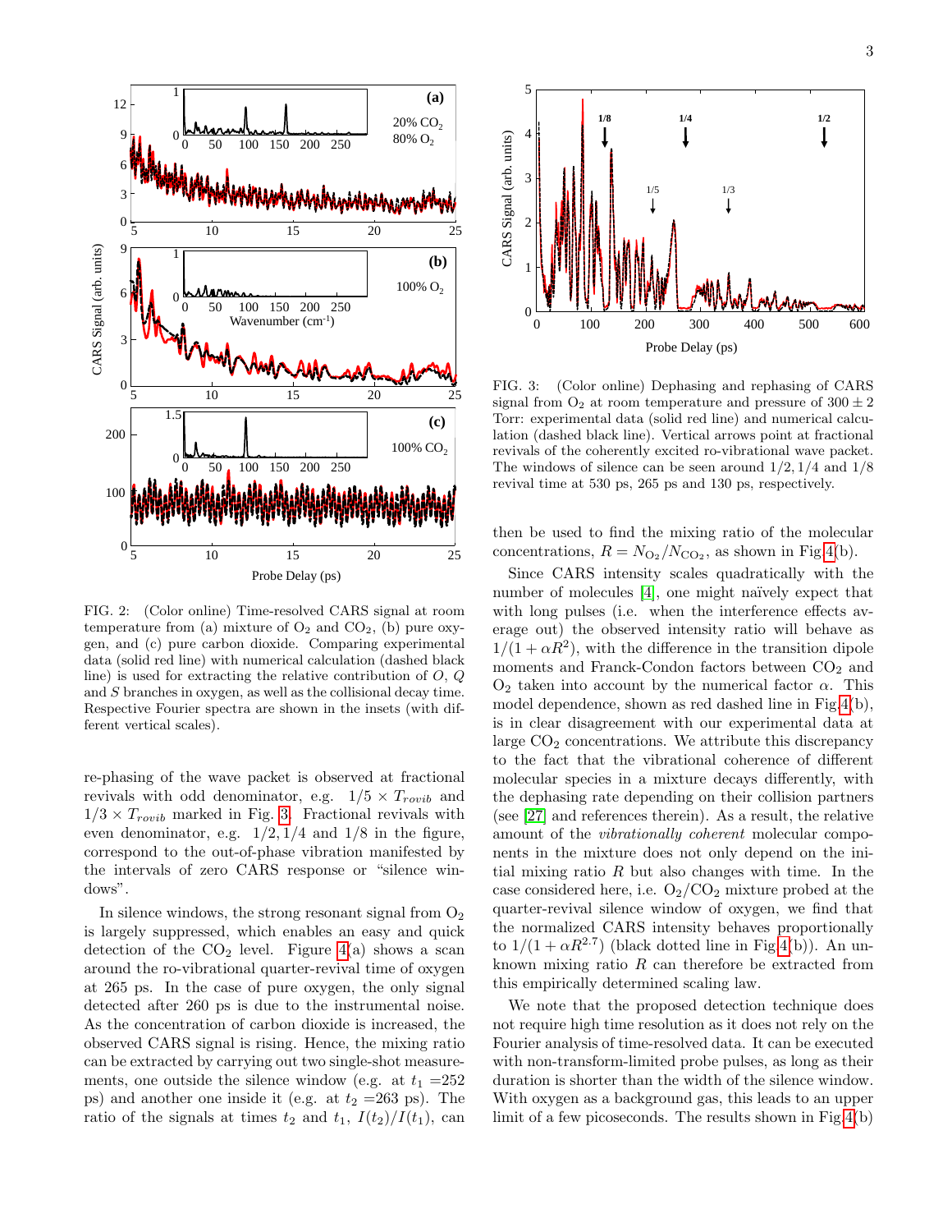FIG. 2: (Color online) Time-resolved CARS signal at room temperature from (a) mixture of $O_2$ and $CO_2$, (b) pure oxygen, and (c) pure carbon dioxide. Comparing experimental data (solid red line) with numerical calculation (dashed black line) is used for extracting the relative contribution of $O$, $Q$ and $S$ branches in oxygen, as well as the collisional decay time. Respective Fourier spectra are shown in the insets (with different vertical scales).

re-phasing of the wave packet is observed at fractional revivals with odd denominator, e.g. $1/5 \times T_{rovib}$ and $1/3 \times T_{rovib}$ marked in Fig. 3. Fractional revivals with even denominator, e.g. $1/2, 1/4$ and $1/8$ in the figure, correspond to the out-of-phase vibration manifested by the intervals of zero CARS response or "silence windows".

In silence windows, the strong resonant signal from $O_2$ is largely suppressed, which enables an easy and quick detection of the $CO_2$ level. Figure 4(a) shows a scan around the ro-vibrational quarter-revival time of oxygen at 265 ps. In the case of pure oxygen, the only signal detected after 260 ps is due to the instrumental noise. As the concentration of carbon dioxide is increased, the observed CARS signal is rising. Hence, the mixing ratio can be extracted by carrying out two single-shot measurements, one outside the silence window (e.g. at $t_1$ =252 ps) and another one inside it (e.g. at $t_2$ =263 ps). The ratio of the signals at times $t_2$ and $t_1$, $I(t_2)/I(t_1)$, can

FIG. 3: (Color online) Dephasing and rephasing of CARS signal from $O_2$ at room temperature and pressure of $300 \pm 2$ Torr: experimental data (solid red line) and numerical calculation (dashed black line). Vertical arrows point at fractional revivals of the coherently excited ro-vibrational wave packet. The windows of silence can be seen around $1/2, 1/4$ and $1/8$ revival time at 530 ps, 265 ps and 130 ps, respectively.

then be used to find the mixing ratio of the molecular concentrations, $R = N_{O_2}/N_{CO_2}$, as shown in Fig.4(b).

Since CARS intensity scales quadratically with the number of molecules [4], one might naïvely expect that with long pulses (i.e. when the interference effects average out) the observed intensity ratio will behave as $1/(1+\alpha R^2)$, with the difference in the transition dipole moments and Franck-Condon factors between $CO_2$ and $O_2$ taken into account by the numerical factor $\alpha$. This model dependence, shown as red dashed line in Fig.4(b), is in clear disagreement with our experimental data at large $CO_2$ concentrations. We attribute this discrepancy to the fact that the vibrational coherence of different molecular species in a mixture decays differently, with the dephasing rate depending on their collision partners (see [27] and references therein). As a result, the relative amount of the *vibrationally coherent* molecular components in the mixture does not only depend on the initial mixing ratio $R$ but also changes with time. In the case considered here, i.e. $O_2/CO_2$ mixture probed at the quarter-revival silence window of oxygen, we find that the normalized CARS intensity behaves proportionally to $1/(1+\alpha R^{2.7})$ (black dotted line in Fig.4(b)). An unknown mixing ratio $R$ can therefore be extracted from this empirically determined scaling law.

We note that the proposed detection technique does not require high time resolution as it does not rely on the Fourier analysis of time-resolved data. It can be executed with non-transform-limited probe pulses, as long as their duration is shorter than the width of the silence window. With oxygen as a background gas, this leads to an upper limit of a few picoseconds. The results shown in Fig.4(b)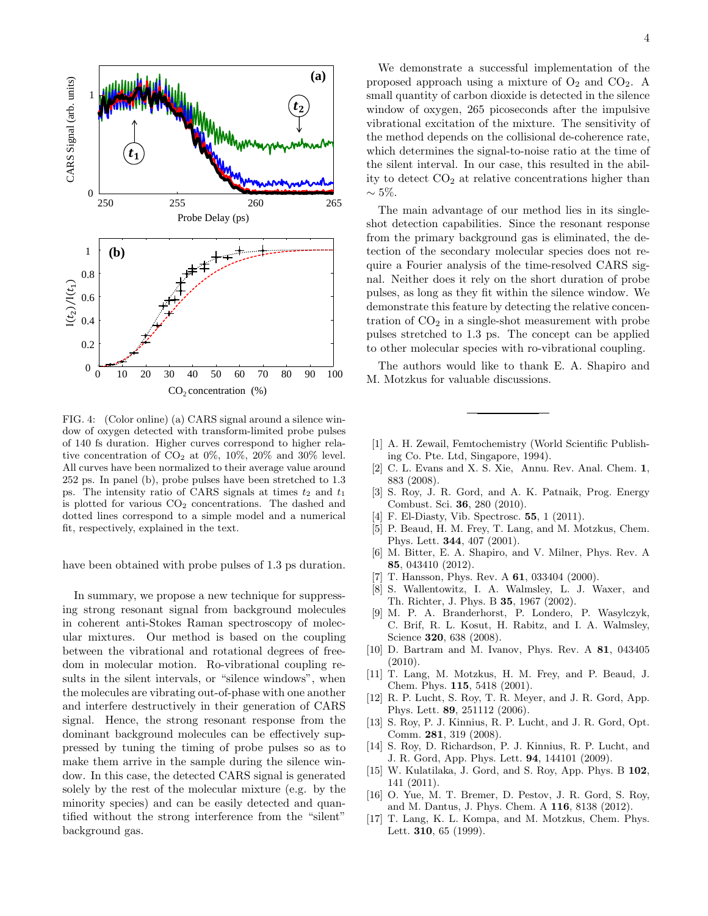FIG. 4: (Color online) (a) CARS signal around a silence window of oxygen detected with transform-limited probe pulses of 140 fs duration. Higher curves correspond to higher relative concentration of $CO_2$ at 0%, 10%, 20% and 30% level. All curves have been normalized to their average value around 252 ps. In panel (b), probe pulses have been stretched to 1.3 ps. The intensity ratio of CARS signals at times $t_2$ and $t_1$ is plotted for various $CO_2$ concentrations. The dashed and dotted lines correspond to a simple model and a numerical fit, respectively, explained in the text.

have been obtained with probe pulses of 1.3 ps duration.

In summary, we propose a new technique for suppressing strong resonant signal from background molecules in coherent anti-Stokes Raman spectroscopy of molecular mixtures. Our method is based on the coupling between the vibrational and rotational degrees of freedom in molecular motion. Ro-vibrational coupling results in the silent intervals, or "silence windows", when the molecules are vibrating out-of-phase with one another and interfere destructively in their generation of CARS signal. Hence, the strong resonant response from the dominant background molecules can be effectively suppressed by tuning the timing of probe pulses so as to make them arrive in the sample during the silence window. In this case, the detected CARS signal is generated solely by the rest of the molecular mixture (e.g. by the minority species) and can be easily detected and quantified without the strong interference from the "silent" background gas.

We demonstrate a successful implementation of the proposed approach using a mixture of $O_2$ and $CO_2$. A small quantity of carbon dioxide is detected in the silence window of oxygen, 265 picoseconds after the impulsive vibrational excitation of the mixture. The sensitivity of the method depends on the collisional de-coherence rate, which determines the signal-to-noise ratio at the time of the silent interval. In our case, this resulted in the ability to detect $CO_2$ at relative concentrations higher than $\sim 5\%$.

The main advantage of our method lies in its single-shot detection capabilities. Since the resonant response from the primary background gas is eliminated, the detection of the secondary molecular species does not require a Fourier analysis of the time-resolved CARS signal. Neither does it rely on the short duration of probe pulses, as long as they fit within the silence window. We demonstrate this feature by detecting the relative concentration of $CO_2$ in a single-shot measurement with probe pulses stretched to 1.3 ps. The concept can be applied to other molecular species with ro-vibrational coupling.

The authors would like to thank E. A. Shapiro and M. Motzkus for valuable discussions.

---

[1] A. H. Zewail, Femtochemistry (World Scientific Publishing Co. Pte. Ltd, Singapore, 1994).

[2] C. L. Evans and X. S. Xie, Annu. Rev. Anal. Chem. **1**, 883 (2008).

[3] S. Roy, J. R. Gord, and A. K. Patnaik, Prog. Energy Combust. Sci. **36**, 280 (2010).

[4] F. El-Diasty, Vib. Spectrosc. **55**, 1 (2011).

[5] P. Beaud, H. M. Frey, T. Lang, and M. Motzkus, Chem. Phys. Lett. **344**, 407 (2001).

[6] M. Bitter, E. A. Shapiro, and V. Milner, Phys. Rev. A **85**, 043410 (2012).

[7] T. Hansson, Phys. Rev. A **61**, 033404 (2000).

[8] S. Wallentowitz, I. A. Walmsley, L. J. Waxer, and Th. Richter, J. Phys. B **35**, 1967 (2002).

[9] M. P. A. Branderhorst, P. Londero, P. Wasylczyk, C. Brif, R. L. Kosut, H. Rabitz, and I. A. Walmsley, Science **320**, 638 (2008).

[10] D. Bartram and M. Ivanov, Phys. Rev. A **81**, 043405 (2010).

[11] T. Lang, M. Motzkus, H. M. Frey, and P. Beaud, J. Chem. Phys. **115**, 5418 (2001).

[12] R. P. Lucht, S. Roy, T. R. Meyer, and J. R. Gord, App. Phys. Lett. **89**, 251112 (2006).

[13] S. Roy, P. J. Kinnius, R. P. Lucht, and J. R. Gord, Opt. Comm. **281**, 319 (2008).

[14] S. Roy, D. Richardson, P. J. Kinnius, R. P. Lucht, and J. R. Gord, App. Phys. Lett. **94**, 144101 (2009).

[15] W. Kulatilaka, J. Gord, and S. Roy, App. Phys. B **102**, 141 (2011).

[16] O. Yue, M. T. Bremer, D. Pestov, J. R. Gord, S. Roy, and M. Dantus, J. Phys. Chem. A **116**, 8138 (2012).

[17] T. Lang, K. L. Kompa, and M. Motzkus, Chem. Phys. Lett. **310**, 65 (1999).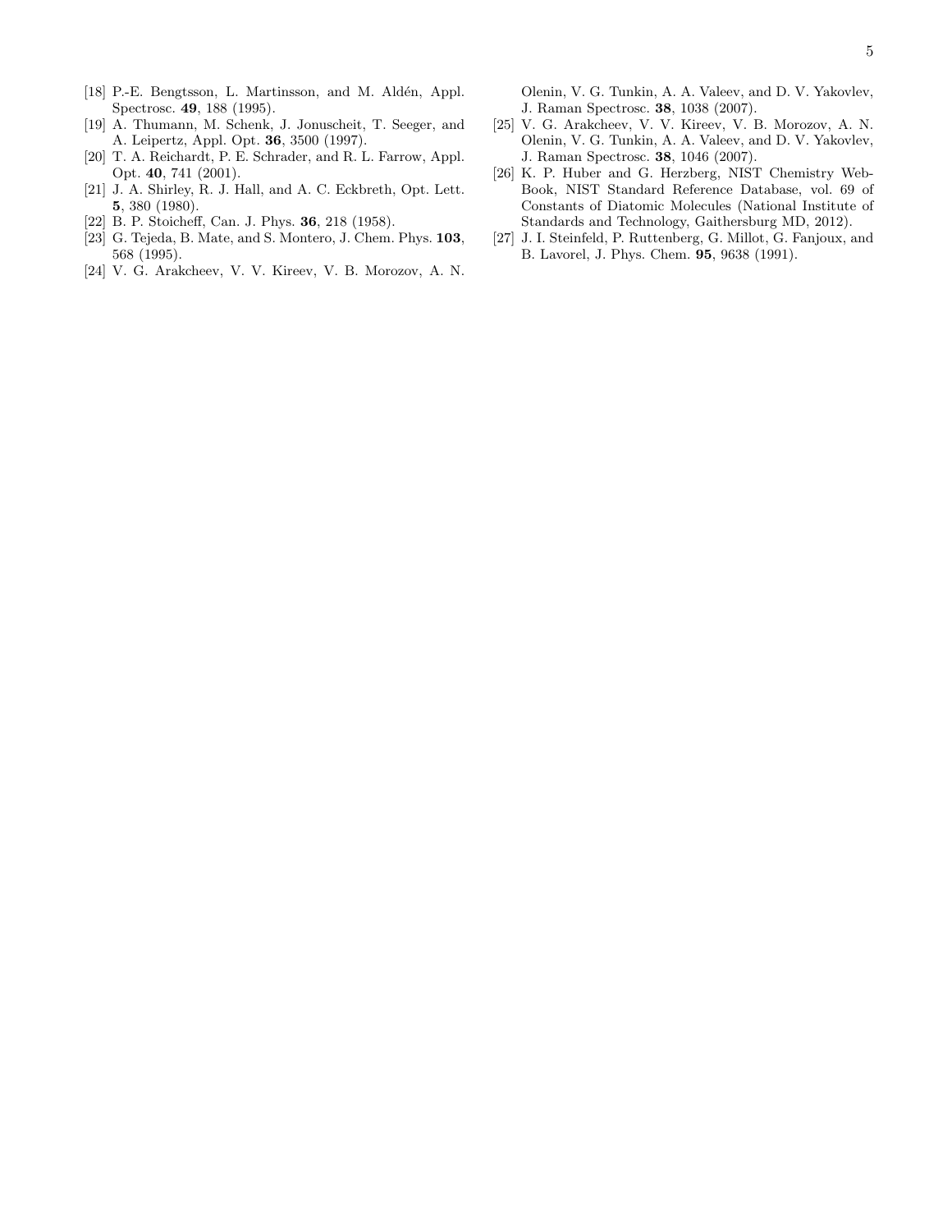[18] P.-E. Bengtsson, L. Martinsson, and M. Aldén, Appl. Spectrosc. **49**, 188 (1995).

[19] A. Thumann, M. Schenk, J. Jonuscheit, T. Seeger, and A. Leipertz, Appl. Opt. **36**, 3500 (1997).

[20] T. A. Reichardt, P. E. Schrader, and R. L. Farrow, Appl. Opt. **40**, 741 (2001).

[21] J. A. Shirley, R. J. Hall, and A. C. Eckbreth, Opt. Lett. **5**, 380 (1980).

[22] B. P. Stoicheff, Can. J. Phys. **36**, 218 (1958).

[23] G. Tejeda, B. Mate, and S. Montero, J. Chem. Phys. **103**, 568 (1995).

[24] V. G. Arakcheev, V. V. Kireev, V. B. Morozov, A. N. Olenin, V. G. Tunkin, A. A. Valeev, and D. V. Yakovlev, J. Raman Spectrosc. **38**, 1038 (2007).

[25] V. G. Arakcheev, V. V. Kireev, V. B. Morozov, A. N. Olenin, V. G. Tunkin, A. A. Valeev, and D. V. Yakovlev, J. Raman Spectrosc. **38**, 1046 (2007).

[26] K. P. Huber and G. Herzberg, NIST Chemistry WebBook, NIST Standard Reference Database, vol. 69 of Constants of Diatomic Molecules (National Institute of Standards and Technology, Gaithersburg MD, 2012).

[27] J. I. Steinfeld, P. Ruttenberg, G. Millot, G. Fanjoux, and B. Lavorel, J. Phys. Chem. **95**, 9638 (1991).